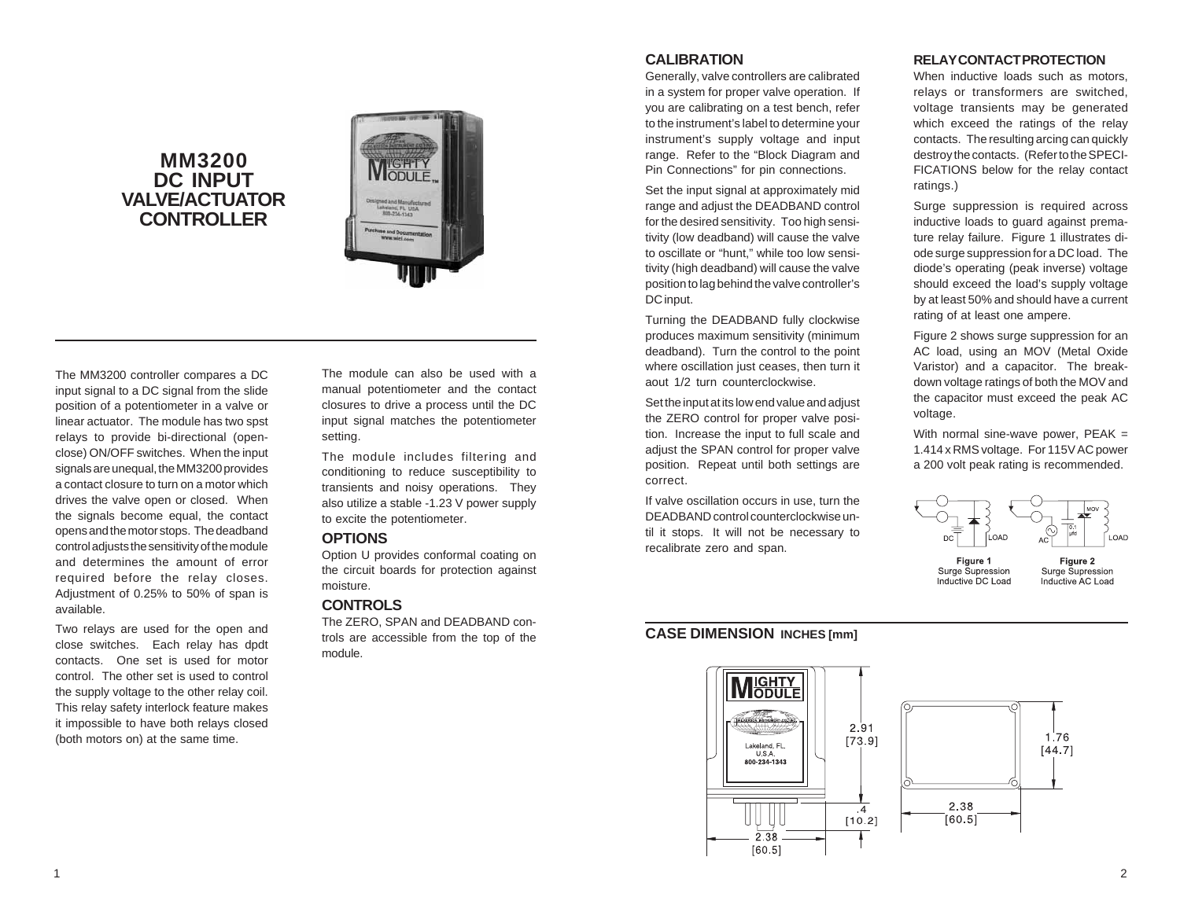# MM3200 DC INPUT VALVE/ACTUATOR CONTROLLER

The MM3200 controller compares a DC input signal to a DC signal from the slide position of a potentiometer in a valve or linear actuator. The module has two spst relays to provide bi-directional (open-close) ON/OFF switches. When the input signals are unequal, the MM3200 provides a contact closure to turn on a motor which drives the valve open or closed. When the signals become equal, the contact opens and the motor stops. The deadband control adjusts the sensitivity of the module and determines the amount of error required before the relay closes. Adjustment of 0.25% to 50% of span is available.

Two relays are used for the open and close switches. Each relay has dpdt contacts. One set is used for motor control. The other set is used to control the supply voltage to the other relay coil. This relay safety interlock feature makes it impossible to have both relays closed (both motors on) at the same time.

The module can also be used with a manual potentiometer and the contact closures to drive a process until the DC input signal matches the potentiometer setting.

The module includes filtering and conditioning to reduce susceptibility to transients and noisy operations. They also utilize a stable -1.23 V power supply to excite the potentiometer.

## OPTIONS

Option U provides conformal coating on the circuit boards for protection against moisture.

## CONTROLS

The ZERO, SPAN and DEADBAND controls are accessible from the top of the module.

## CALIBRATION

Generally, valve controllers are calibrated in a system for proper valve operation. If you are calibrating on a test bench, refer to the instrument's label to determine your instrument's supply voltage and input range. Refer to the "Block Diagram and Pin Connections" for pin connections.

Set the input signal at approximately mid range and adjust the DEADBAND control for the desired sensitivity. Too high sensitivity (low deadband) will cause the valve to oscillate or "hunt," while too low sensitivity (high deadband) will cause the valve position to lag behind the valve controller's DC input.

Turning the DEADBAND fully clockwise produces maximum sensitivity (minimum deadband). Turn the control to the point where oscillation just ceases, then turn it aout 1/2 turn counterclockwise.

Set the input at its low end value and adjust the ZERO control for proper valve position. Increase the input to full scale and adjust the SPAN control for proper valve position. Repeat until both settings are correct.

If valve oscillation occurs in use, turn the DEADBAND control counterclockwise until it stops. It will not be necessary to recalibrate zero and span.

## RELAY CONTACT PROTECTION

When inductive loads such as motors, relays or transformers are switched, voltage transients may be generated which exceed the ratings of the relay contacts. The resulting arcing can quickly destroy the contacts. (Refer to the SPECIFICATIONS below for the relay contact ratings.)

Surge suppression is required across inductive loads to guard against premature relay failure. Figure 1 illustrates diode surge suppression for a DC load. The diode's operating (peak inverse) voltage should exceed the load's supply voltage by at least 50% and should have a current rating of at least one ampere.

Figure 2 shows surge suppression for an AC load, using an MOV (Metal Oxide Varistor) and a capacitor. The breakdown voltage ratings of both the MOV and the capacitor must exceed the peak AC voltage.

With normal sine-wave power, PEAK = 1.414 x RMS voltage. For 115V AC power a 200 volt peak rating is recommended.

**Figure 1** Surge Supression Inductive DC Load

**Figure 2** Surge Supression Inductive AC Load

## CASE DIMENSION INCHES [mm]

2.91 [73.9]; .4 [10.2]; 2.38 [60.5]; 1.76 [44.7]; 2.38 [60.5]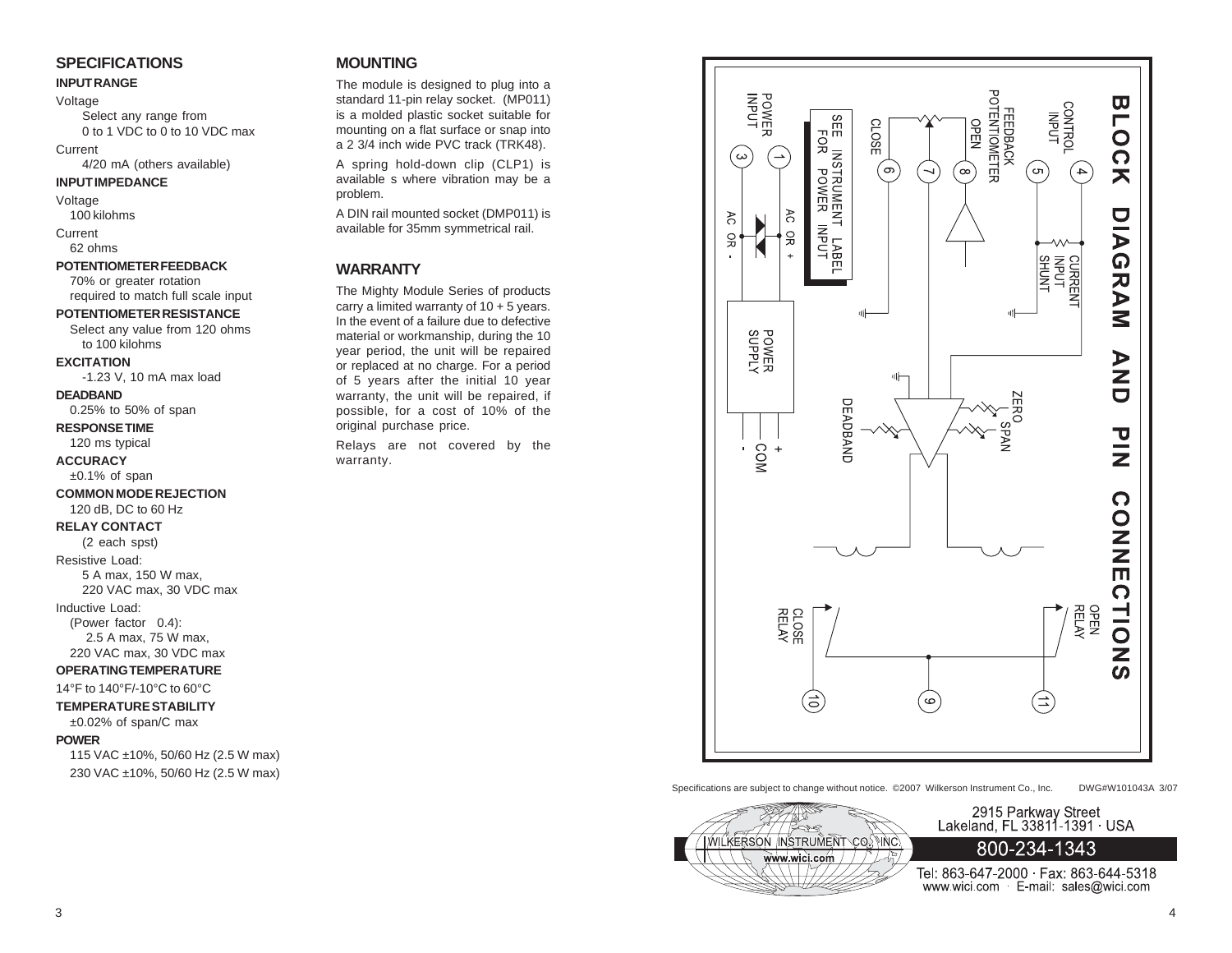## SPECIFICATIONS

**INPUT RANGE**

Voltage

Select any range from
0 to 1 VDC to 0 to 10 VDC max

Current

4/20 mA (others available)

**INPUT IMPEDANCE**

Voltage

100 kilohms

Current

62 ohms

**POTENTIOMETER FEEDBACK**

70% or greater rotation
required to match full scale input

**POTENTIOMETER RESISTANCE**

Select any value from 120 ohms
to 100 kilohms

**EXCITATION**

-1.23 V, 10 mA max load

**DEADBAND**

0.25% to 50% of span

**RESPONSE TIME**

120 ms typical

**ACCURACY**

±0.1% of span

**COMMON MODE REJECTION**

120 dB, DC to 60 Hz

**RELAY CONTACT**

(2 each spst)

Resistive Load:

5 A max, 150 W max,
220 VAC max, 30 VDC max

Inductive Load:

(Power factor 0.4):
2.5 A max, 75 W max,
220 VAC max, 30 VDC max

**OPERATING TEMPERATURE**

14°F to 140°F/-10°C to 60°C

**TEMPERATURE STABILITY**

±0.02% of span/C max

**POWER**

115 VAC ±10%, 50/60 Hz (2.5 W max)
230 VAC ±10%, 50/60 Hz (2.5 W max)

## MOUNTING

The module is designed to plug into a standard 11-pin relay socket. (MP011) is a molded plastic socket suitable for mounting on a flat surface or snap into a 2 3/4 inch wide PVC track (TRK48).

A spring hold-down clip (CLP1) is available s where vibration may be a problem.

A DIN rail mounted socket (DMP011) is available for 35mm symmetrical rail.

## WARRANTY

The Mighty Module Series of products carry a limited warranty of 10 + 5 years. In the event of a failure due to defective material or workmanship, during the 10 year period, the unit will be repaired or replaced at no charge. For a period of 5 years after the initial 10 year warranty, the unit will be repaired, if possible, for a cost of 10% of the original purchase price.

Relays are not covered by the warranty.

## BLOCK DIAGRAM AND PIN CONNECTIONS

CONTROL INPUT
4
5
CURRENT INPUT SHUNT
FEEDBACK POTENTIOMETER OPEN
8
7
CLOSE
6
SEE INSTRUMENT LABEL FOR POWER INPUT
1
AC OR +
POWER INPUT
3
AC OR -
POWER SUPPLY
+
COM
-
ZERO
SPAN
DEADBAND
OPEN RELAY
CLOSE RELAY
11
9
10

Specifications are subject to change without notice. ©2007 Wilkerson Instrument Co., Inc. DWG#W101043A 3/07

WILKERSON INSTRUMENT CO., INC.
www.wici.com

2915 Parkway Street
Lakeland, FL 33811-1391 · USA

800-234-1343

Tel: 863-647-2000 · Fax: 863-644-5318
www.wici.com · E-mail: sales@wici.com